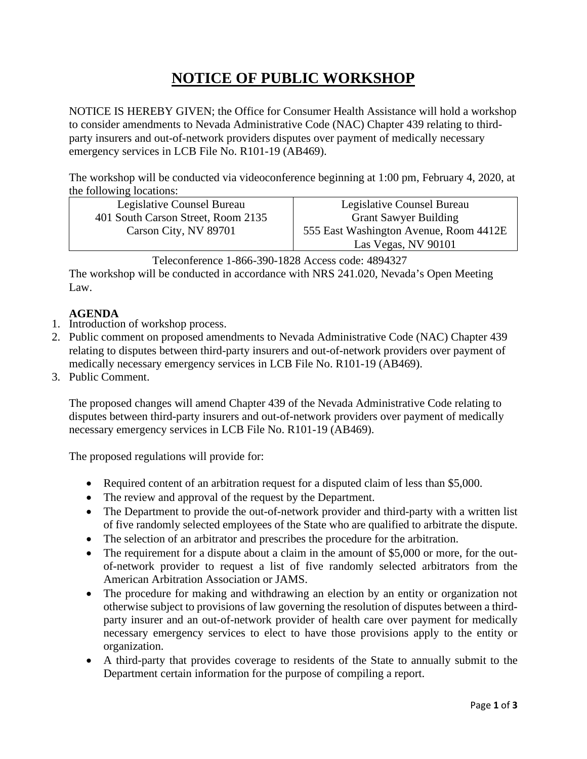# NOTICE OF PUBLIC WORKSHOP

NOTICE IS HEREBY GIVEN; the Office for Consumer Health Assistance will hold a workshop to consider amendments to Nevada Administrative Code (NAC) Chapter 439 relating to third-party insurers and out-of-network providers disputes over payment of medically necessary emergency services in LCB File No. R101-19 (AB469).

The workshop will be conducted via videoconference beginning at 1:00 pm, February 4, 2020, at the following locations:

| Legislative Counsel Bureau<br>401 South Carson Street, Room 2135<br>Carson City, NV 89701 | Legislative Counsel Bureau<br>Grant Sawyer Building<br>555 East Washington Avenue, Room 4412E<br>Las Vegas, NV 90101 |
|---|---|

Teleconference 1-866-390-1828 Access code: 4894327

The workshop will be conducted in accordance with NRS 241.020, Nevada's Open Meeting Law.

**AGENDA**

1. Introduction of workshop process.
2. Public comment on proposed amendments to Nevada Administrative Code (NAC) Chapter 439 relating to disputes between third-party insurers and out-of-network providers over payment of medically necessary emergency services in LCB File No. R101-19 (AB469).
3. Public Comment.

The proposed changes will amend Chapter 439 of the Nevada Administrative Code relating to disputes between third-party insurers and out-of-network providers over payment of medically necessary emergency services in LCB File No. R101-19 (AB469).

The proposed regulations will provide for:

- Required content of an arbitration request for a disputed claim of less than $5,000.
- The review and approval of the request by the Department.
- The Department to provide the out-of-network provider and third-party with a written list of five randomly selected employees of the State who are qualified to arbitrate the dispute.
- The selection of an arbitrator and prescribes the procedure for the arbitration.
- The requirement for a dispute about a claim in the amount of $5,000 or more, for the out-of-network provider to request a list of five randomly selected arbitrators from the American Arbitration Association or JAMS.
- The procedure for making and withdrawing an election by an entity or organization not otherwise subject to provisions of law governing the resolution of disputes between a third-party insurer and an out-of-network provider of health care over payment for medically necessary emergency services to elect to have those provisions apply to the entity or organization.
- A third-party that provides coverage to residents of the State to annually submit to the Department certain information for the purpose of compiling a report.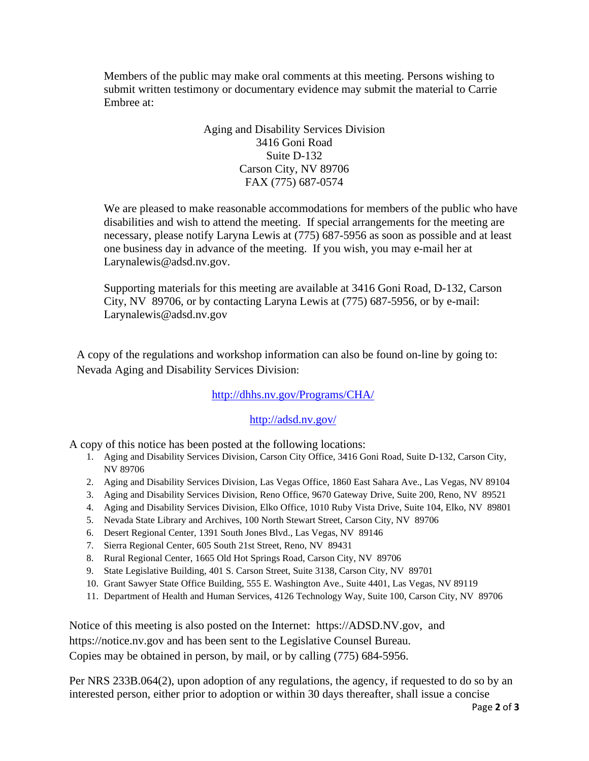Members of the public may make oral comments at this meeting. Persons wishing to submit written testimony or documentary evidence may submit the material to Carrie Embree at:

Aging and Disability Services Division  
3416 Goni Road  
Suite D-132  
Carson City, NV 89706  
FAX (775) 687-0574

We are pleased to make reasonable accommodations for members of the public who have disabilities and wish to attend the meeting. If special arrangements for the meeting are necessary, please notify Laryna Lewis at (775) 687-5956 as soon as possible and at least one business day in advance of the meeting. If you wish, you may e-mail her at Larynalewis@adsd.nv.gov.

Supporting materials for this meeting are available at 3416 Goni Road, D-132, Carson City, NV 89706, or by contacting Laryna Lewis at (775) 687-5956, or by e-mail: Larynalewis@adsd.nv.gov

A copy of the regulations and workshop information can also be found on-line by going to: Nevada Aging and Disability Services Division:

http://dhhs.nv.gov/Programs/CHA/

http://adsd.nv.gov/

A copy of this notice has been posted at the following locations:

1. Aging and Disability Services Division, Carson City Office, 3416 Goni Road, Suite D-132, Carson City, NV 89706
2. Aging and Disability Services Division, Las Vegas Office, 1860 East Sahara Ave., Las Vegas, NV 89104
3. Aging and Disability Services Division, Reno Office, 9670 Gateway Drive, Suite 200, Reno, NV 89521
4. Aging and Disability Services Division, Elko Office, 1010 Ruby Vista Drive, Suite 104, Elko, NV 89801
5. Nevada State Library and Archives, 100 North Stewart Street, Carson City, NV 89706
6. Desert Regional Center, 1391 South Jones Blvd., Las Vegas, NV 89146
7. Sierra Regional Center, 605 South 21st Street, Reno, NV 89431
8. Rural Regional Center, 1665 Old Hot Springs Road, Carson City, NV 89706
9. State Legislative Building, 401 S. Carson Street, Suite 3138, Carson City, NV 89701
10. Grant Sawyer State Office Building, 555 E. Washington Ave., Suite 4401, Las Vegas, NV 89119
11. Department of Health and Human Services, 4126 Technology Way, Suite 100, Carson City, NV 89706

Notice of this meeting is also posted on the Internet: https://ADSD.NV.gov, and https://notice.nv.gov and has been sent to the Legislative Counsel Bureau. Copies may be obtained in person, by mail, or by calling (775) 684-5956.

Per NRS 233B.064(2), upon adoption of any regulations, the agency, if requested to do so by an interested person, either prior to adoption or within 30 days thereafter, shall issue a concise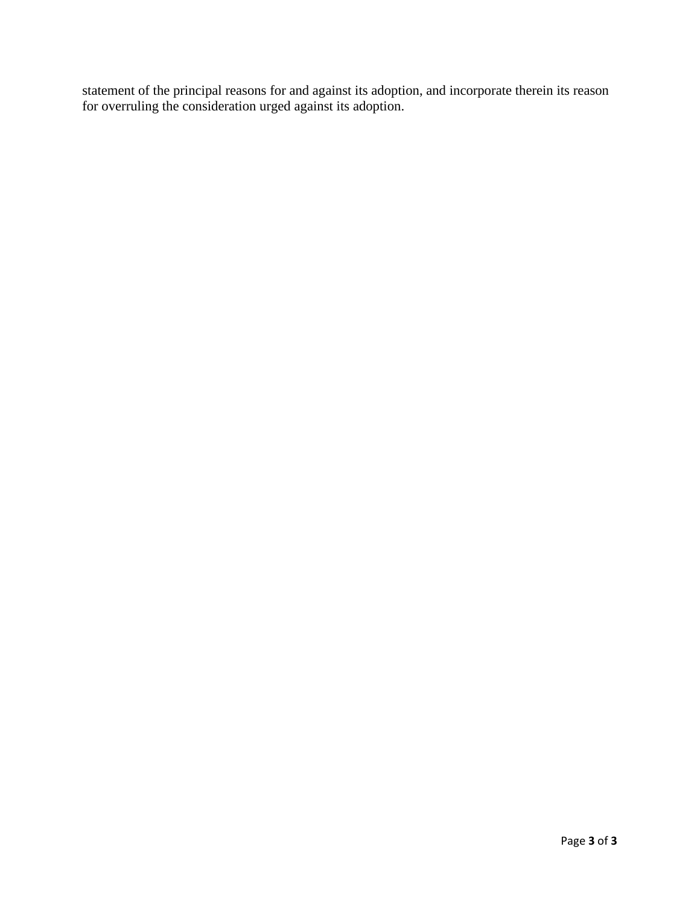statement of the principal reasons for and against its adoption, and incorporate therein its reason for overruling the consideration urged against its adoption.